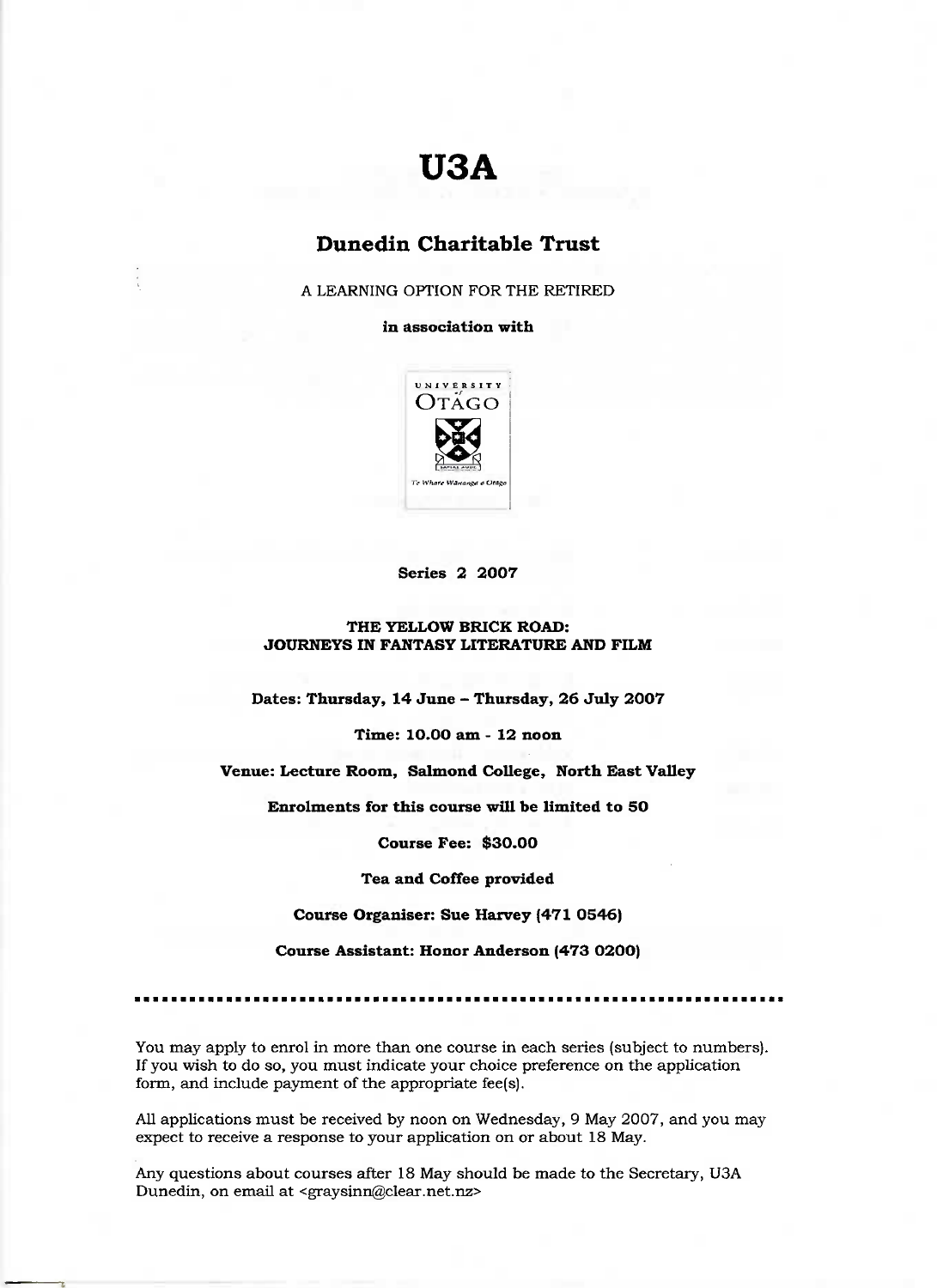# U3A

## Dunedin Charitable Trust

A LEARNING OPTION FOR THE RETIRED

**in association with**

UNIVERSITY of OTAGO

Te Whare Wānanga o Otāgo

**Series 2 2007**

**THE YELLOW BRICK ROAD:**
**JOURNEYS IN FANTASY LITERATURE AND FILM**

**Dates: Thursday, 14 June – Thursday, 26 July 2007**

**Time: 10.00 am - 12 noon**

**Venue: Lecture Room, Salmond College, North East Valley**

**Enrolments for this course will be limited to 50**

**Course Fee: $30.00**

**Tea and Coffee provided**

**Course Organiser: Sue Harvey (471 0546)**

**Course Assistant: Honor Anderson (473 0200)**

---

You may apply to enrol in more than one course in each series (subject to numbers). If you wish to do so, you must indicate your choice preference on the application form, and include payment of the appropriate fee(s).

All applications must be received by noon on Wednesday, 9 May 2007, and you may expect to receive a response to your application on or about 18 May.

Any questions about courses after 18 May should be made to the Secretary, U3A Dunedin, on email at <graysinn@clear.net.nz>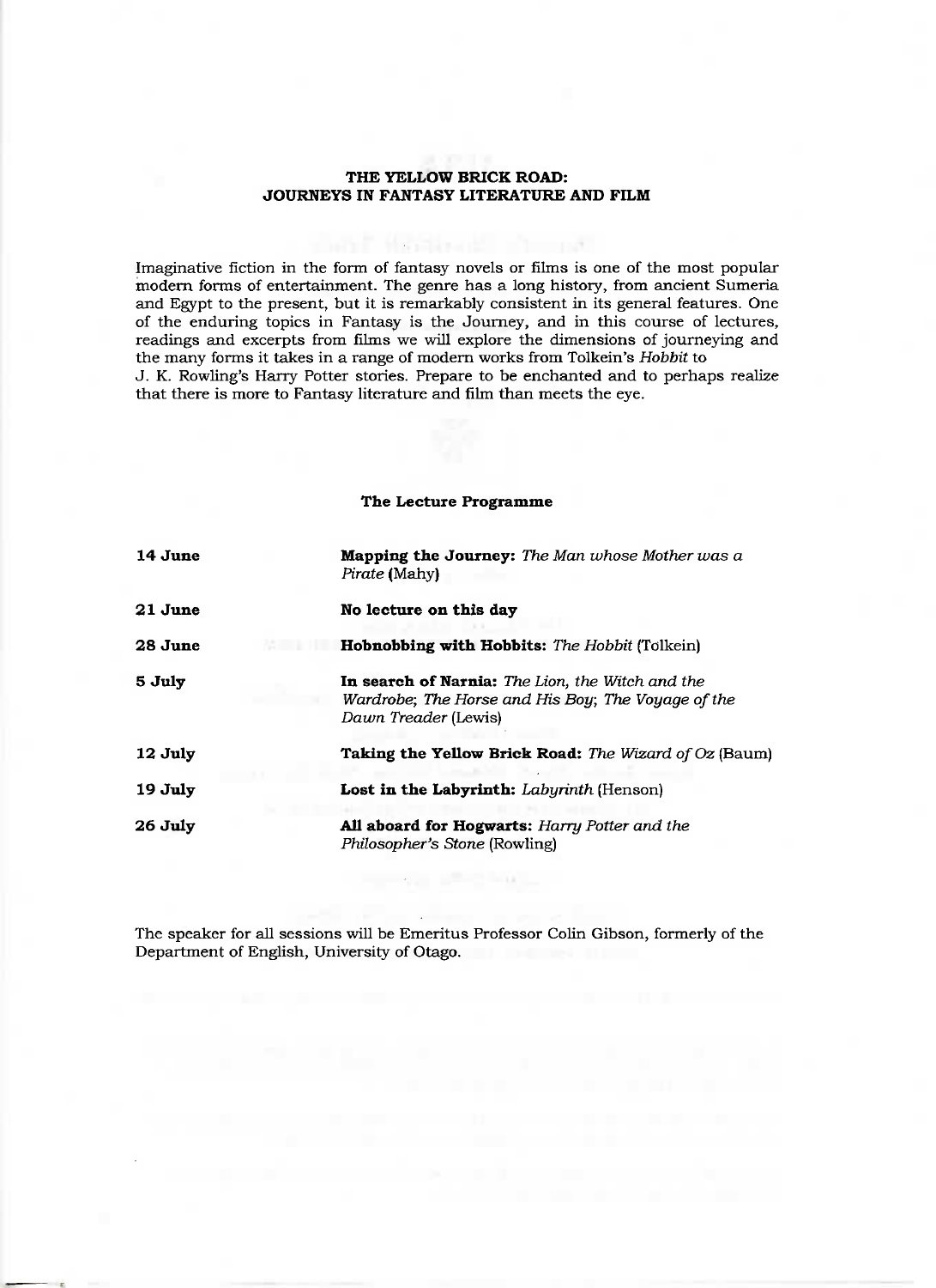## THE YELLOW BRICK ROAD: JOURNEYS IN FANTASY LITERATURE AND FILM

Imaginative fiction in the form of fantasy novels or films is one of the most popular modern forms of entertainment. The genre has a long history, from ancient Sumeria and Egypt to the present, but it is remarkably consistent in its general features. One of the enduring topics in Fantasy is the Journey, and in this course of lectures, readings and excerpts from films we will explore the dimensions of journeying and the many forms it takes in a range of modern works from Tolkein's *Hobbit* to J. K. Rowling's Harry Potter stories. Prepare to be enchanted and to perhaps realize that there is more to Fantasy literature and film than meets the eye.

### The Lecture Programme

| | |
|---|---|
| **14 June** | **Mapping the Journey:** *The Man whose Mother was a Pirate* (Mahy) |
| **21 June** | **No lecture on this day** |
| **28 June** | **Hobnobbing with Hobbits:** *The Hobbit* (Tolkein) |
| **5 July** | **In search of Narnia:** *The Lion, the Witch and the Wardrobe*; *The Horse and His Boy*; *The Voyage of the Dawn Treader* (Lewis) |
| **12 July** | **Taking the Yellow Brick Road:** *The Wizard of Oz* (Baum) |
| **19 July** | **Lost in the Labyrinth:** *Labyrinth* (Henson) |
| **26 July** | **All aboard for Hogwarts:** *Harry Potter and the Philosopher's Stone* (Rowling) |

The speaker for all sessions will be Emeritus Professor Colin Gibson, formerly of the Department of English, University of Otago.